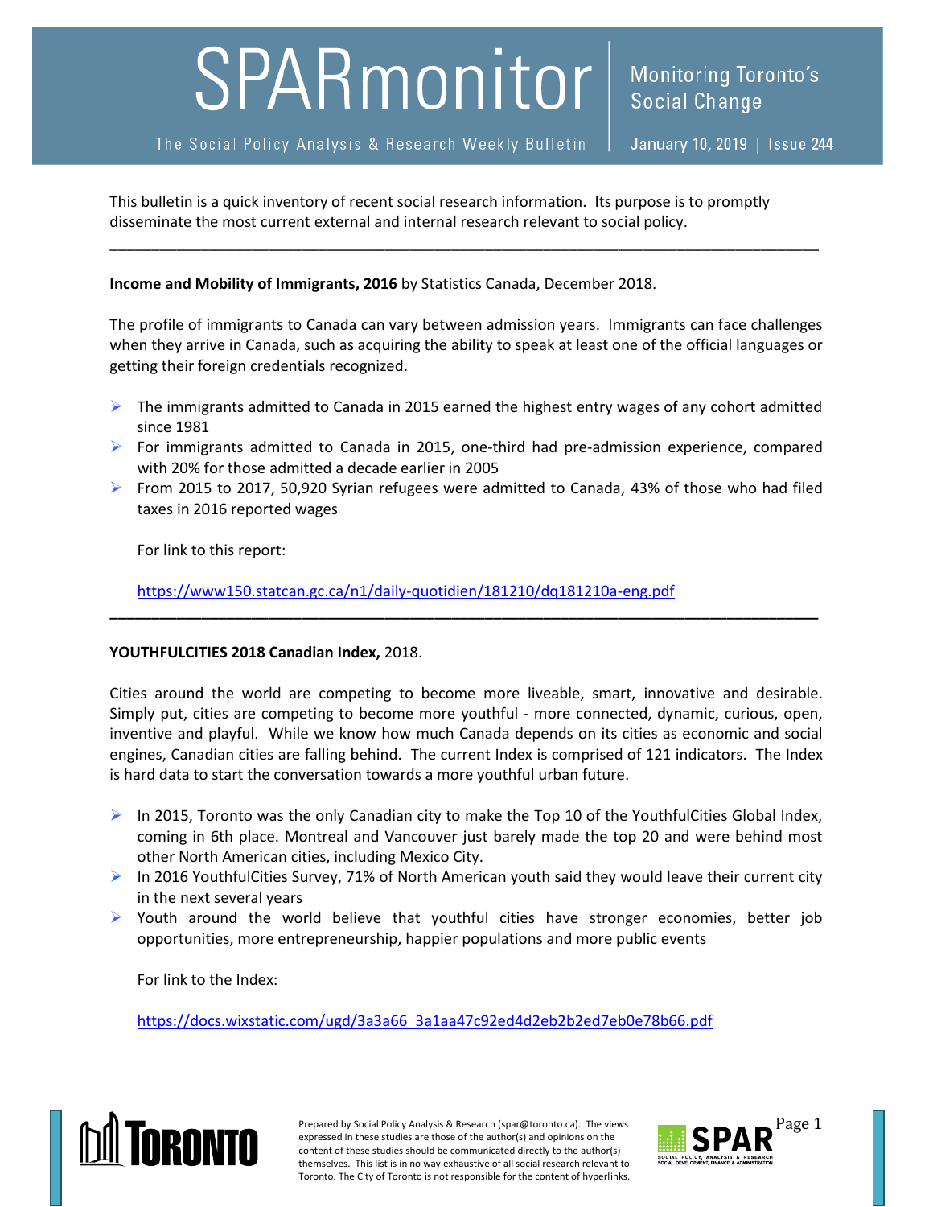# SPARmonitor

The Social Policy Analysis & Research Weekly Bulletin

Monitoring Toronto's Social Change

January 10, 2019 | Issue 244

This bulletin is a quick inventory of recent social research information. Its purpose is to promptly disseminate the most current external and internal research relevant to social policy.

---

**Income and Mobility of Immigrants, 2016** by Statistics Canada, December 2018.

The profile of immigrants to Canada can vary between admission years. Immigrants can face challenges when they arrive in Canada, such as acquiring the ability to speak at least one of the official languages or getting their foreign credentials recognized.

- The immigrants admitted to Canada in 2015 earned the highest entry wages of any cohort admitted since 1981
- For immigrants admitted to Canada in 2015, one-third had pre-admission experience, compared with 20% for those admitted a decade earlier in 2005
- From 2015 to 2017, 50,920 Syrian refugees were admitted to Canada, 43% of those who had filed taxes in 2016 reported wages

For link to this report:

https://www150.statcan.gc.ca/n1/daily-quotidien/181210/dq181210a-eng.pdf

---

**YOUTHFULCITIES 2018 Canadian Index,** 2018.

Cities around the world are competing to become more liveable, smart, innovative and desirable. Simply put, cities are competing to become more youthful - more connected, dynamic, curious, open, inventive and playful. While we know how much Canada depends on its cities as economic and social engines, Canadian cities are falling behind. The current Index is comprised of 121 indicators. The Index is hard data to start the conversation towards a more youthful urban future.

- In 2015, Toronto was the only Canadian city to make the Top 10 of the YouthfulCities Global Index, coming in 6th place. Montreal and Vancouver just barely made the top 20 and were behind most other North American cities, including Mexico City.
- In 2016 YouthfulCities Survey, 71% of North American youth said they would leave their current city in the next several years
- Youth around the world believe that youthful cities have stronger economies, better job opportunities, more entrepreneurship, happier populations and more public events

For link to the Index:

https://docs.wixstatic.com/ugd/3a3a66_3a1aa47c92ed4d2eb2b2ed7eb0e78b66.pdf

Prepared by Social Policy Analysis & Research (spar@toronto.ca). The views expressed in these studies are those of the author(s) and opinions on the content of these studies should be communicated directly to the author(s) themselves. This list is in no way exhaustive of all social research relevant to Toronto. The City of Toronto is not responsible for the content of hyperlinks.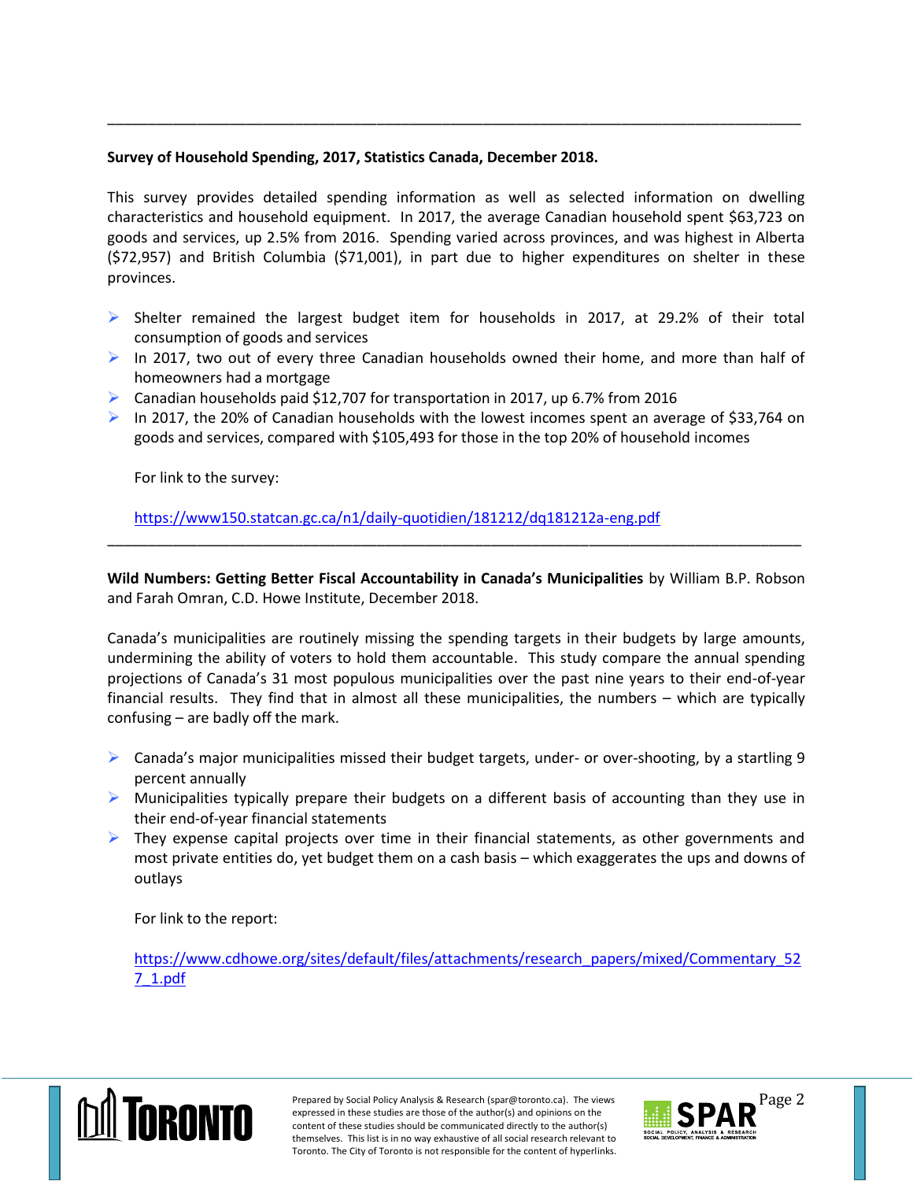---

**Survey of Household Spending, 2017, Statistics Canada, December 2018.**

This survey provides detailed spending information as well as selected information on dwelling characteristics and household equipment. In 2017, the average Canadian household spent $63,723 on goods and services, up 2.5% from 2016. Spending varied across provinces, and was highest in Alberta ($72,957) and British Columbia ($71,001), in part due to higher expenditures on shelter in these provinces.

- Shelter remained the largest budget item for households in 2017, at 29.2% of their total consumption of goods and services
- In 2017, two out of every three Canadian households owned their home, and more than half of homeowners had a mortgage
- Canadian households paid $12,707 for transportation in 2017, up 6.7% from 2016
- In 2017, the 20% of Canadian households with the lowest incomes spent an average of $33,764 on goods and services, compared with $105,493 for those in the top 20% of household incomes

For link to the survey:

https://www150.statcan.gc.ca/n1/daily-quotidien/181212/dq181212a-eng.pdf

---

**Wild Numbers: Getting Better Fiscal Accountability in Canada's Municipalities** by William B.P. Robson and Farah Omran, C.D. Howe Institute, December 2018.

Canada's municipalities are routinely missing the spending targets in their budgets by large amounts, undermining the ability of voters to hold them accountable. This study compare the annual spending projections of Canada's 31 most populous municipalities over the past nine years to their end-of-year financial results. They find that in almost all these municipalities, the numbers – which are typically confusing – are badly off the mark.

- Canada's major municipalities missed their budget targets, under- or over-shooting, by a startling 9 percent annually
- Municipalities typically prepare their budgets on a different basis of accounting than they use in their end-of-year financial statements
- They expense capital projects over time in their financial statements, as other governments and most private entities do, yet budget them on a cash basis – which exaggerates the ups and downs of outlays

For link to the report:

https://www.cdhowe.org/sites/default/files/attachments/research_papers/mixed/Commentary_527_1.pdf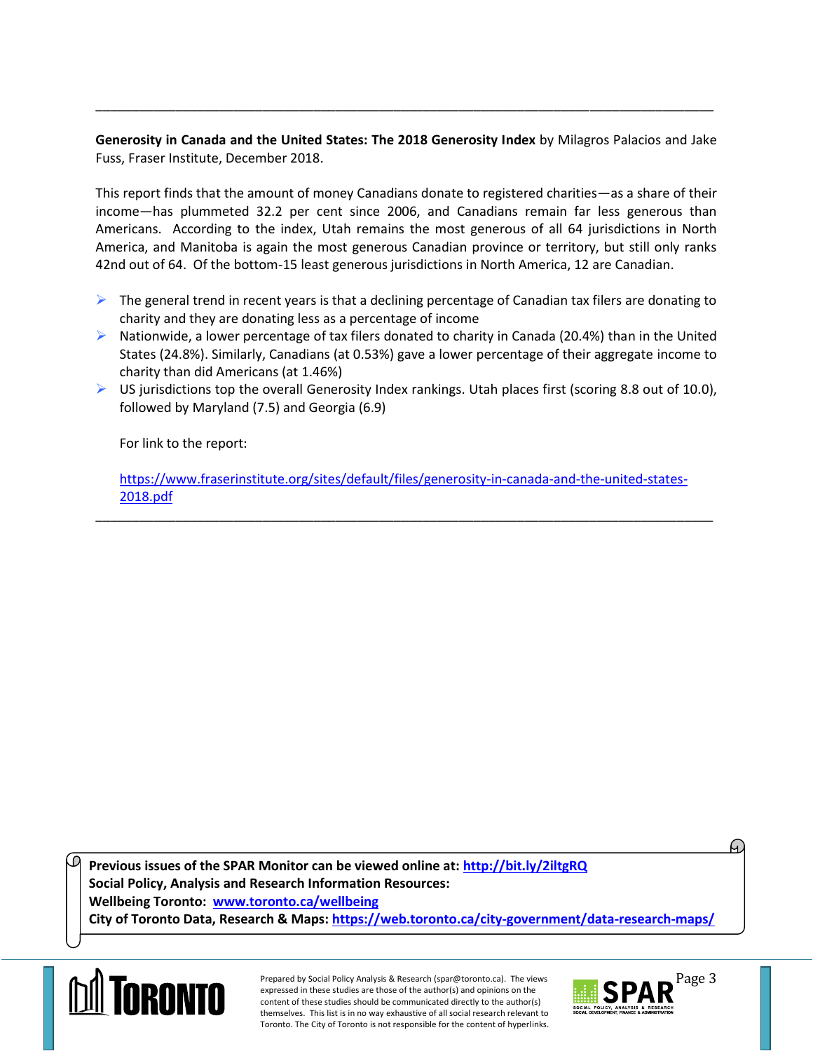---

**Generosity in Canada and the United States: The 2018 Generosity Index** by Milagros Palacios and Jake Fuss, Fraser Institute, December 2018.

This report finds that the amount of money Canadians donate to registered charities—as a share of their income—has plummeted 32.2 per cent since 2006, and Canadians remain far less generous than Americans. According to the index, Utah remains the most generous of all 64 jurisdictions in North America, and Manitoba is again the most generous Canadian province or territory, but still only ranks 42nd out of 64. Of the bottom-15 least generous jurisdictions in North America, 12 are Canadian.

- The general trend in recent years is that a declining percentage of Canadian tax filers are donating to charity and they are donating less as a percentage of income
- Nationwide, a lower percentage of tax filers donated to charity in Canada (20.4%) than in the United States (24.8%). Similarly, Canadians (at 0.53%) gave a lower percentage of their aggregate income to charity than did Americans (at 1.46%)
- US jurisdictions top the overall Generosity Index rankings. Utah places first (scoring 8.8 out of 10.0), followed by Maryland (7.5) and Georgia (6.9)

For link to the report:

https://www.fraserinstitute.org/sites/default/files/generosity-in-canada-and-the-united-states-2018.pdf

---

**Previous issues of the SPAR Monitor can be viewed online at: http://bit.ly/2iltgRQ**
**Social Policy, Analysis and Research Information Resources:**
**Wellbeing Toronto: www.toronto.ca/wellbeing**
**City of Toronto Data, Research & Maps: https://web.toronto.ca/city-government/data-research-maps/**

Prepared by Social Policy Analysis & Research (spar@toronto.ca). The views expressed in these studies are those of the author(s) and opinions on the content of these studies should be communicated directly to the author(s) themselves. This list is in no way exhaustive of all social research relevant to Toronto. The City of Toronto is not responsible for the content of hyperlinks.